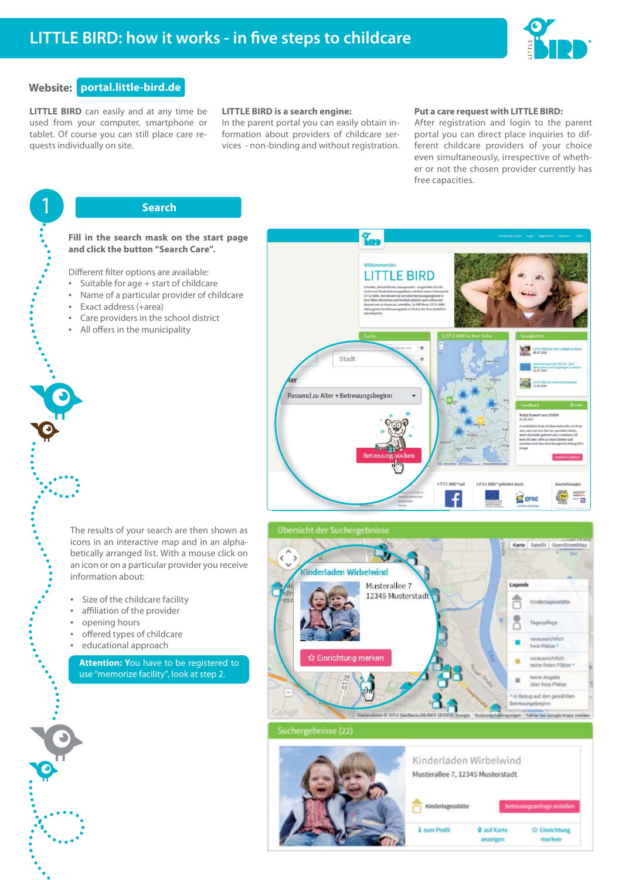# LITTLE BIRD: how it works - in five steps to childcare

**Website:** portal.little-bird.de

**LITTLE BIRD** can easily and at any time be used from your computer, smartphone or tablet. Of course you can still place care requests individually on site.

**LITTLE BIRD is a search engine:**
In the parent portal you can easily obtain information about providers of childcare services - non-binding and without registration.

**Put a care request with LITTLE BIRD:**
After registration and login to the parent portal you can direct have inquiries to different childcare providers of your choice even simultaneously, irrespective of whether or not the chosen provider currently has free capacities.

## 1 Search

**Fill in the search mask on the start page and click the button "Search Care".**

Different filter options are available:

- Suitable for age + start of childcare
- Name of a particular provider of childcare
- Exact address (+area)
- Care providers in the school district
- All offers in the municipality

The results of your search are then shown as icons in an interactive map and in an alphabetically arranged list. With a mouse click on an icon or on a particular provider you receive information about:

- Size of the childcare facility
- affiliation of the provider
- opening hours
- offered types of childcare
- educational approach

**Attention: You** have to be registered to use "memorize facility", look at step 2.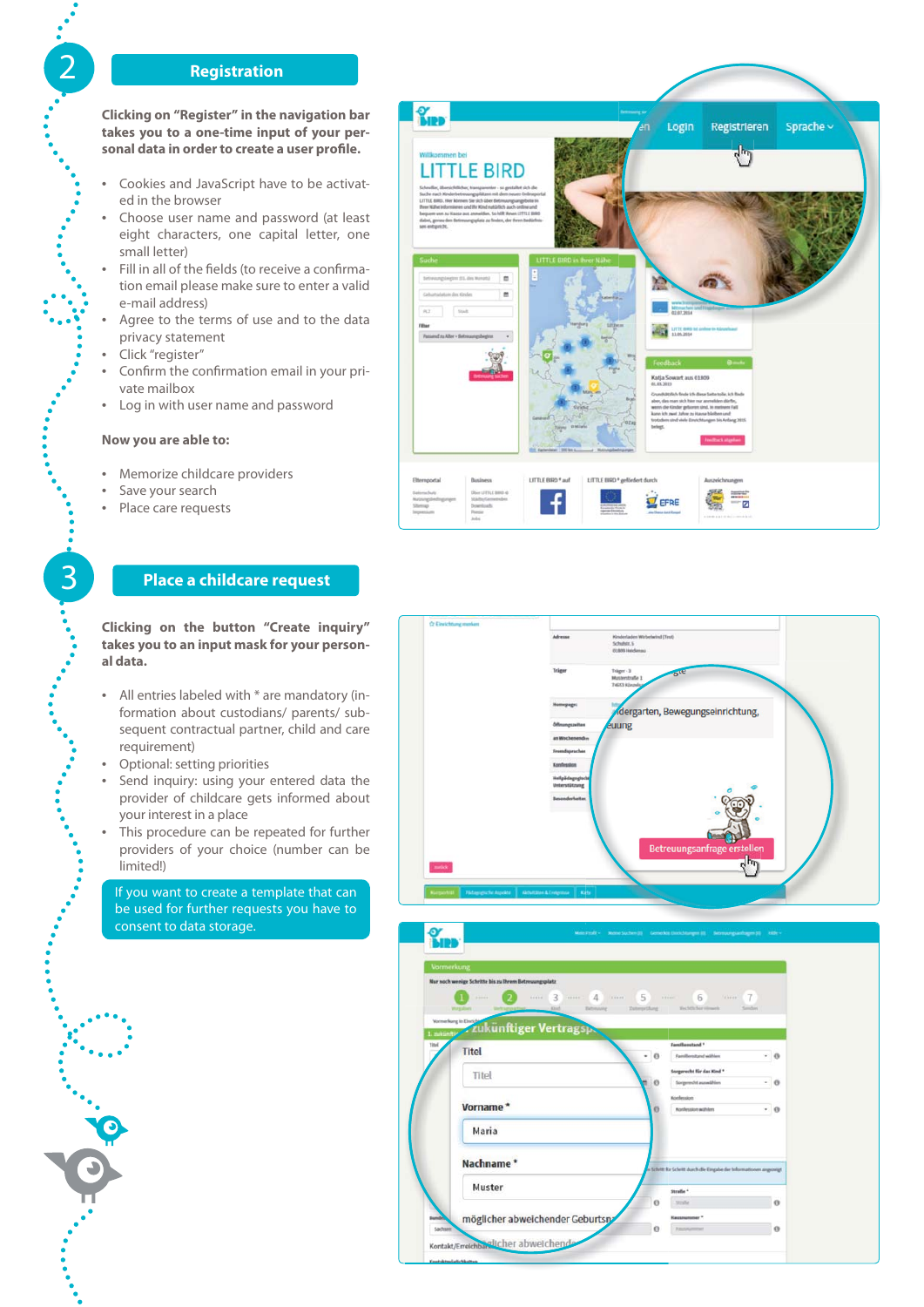## 2 Registration

**Clicking on "Register" in the navigation bar takes you to a one-time input of your personal data in order to create a user profile.**

- Cookies and JavaScript have to be activated in the browser
- Choose user name and password (at least eight characters, one capital letter, one small letter)
- Fill in all of the fields (to receive a confirmation email please make sure to enter a valid e-mail address)
- Agree to the terms of use and to the data privacy statement
- Click "register"
- Confirm the confirmation email in your private mailbox
- Log in with user name and password

**Now you are able to:**

- Memorize childcare providers
- Save your search
- Place care requests

## 3 Place a childcare request

**Clicking on the button "Create inquiry" takes you to an input mask for your personal data.**

- All entries labeled with * are mandatory (information about custodians/ parents/ subsequent contractual partner, child and care requirement)
- Optional: setting priorities
- Send inquiry: using your entered data the provider of childcare gets informed about your interest in a place
- This procedure can be repeated for further providers of your choice (number can be limited!)

If you want to create a template that can be used for further requests you have to consent to data storage.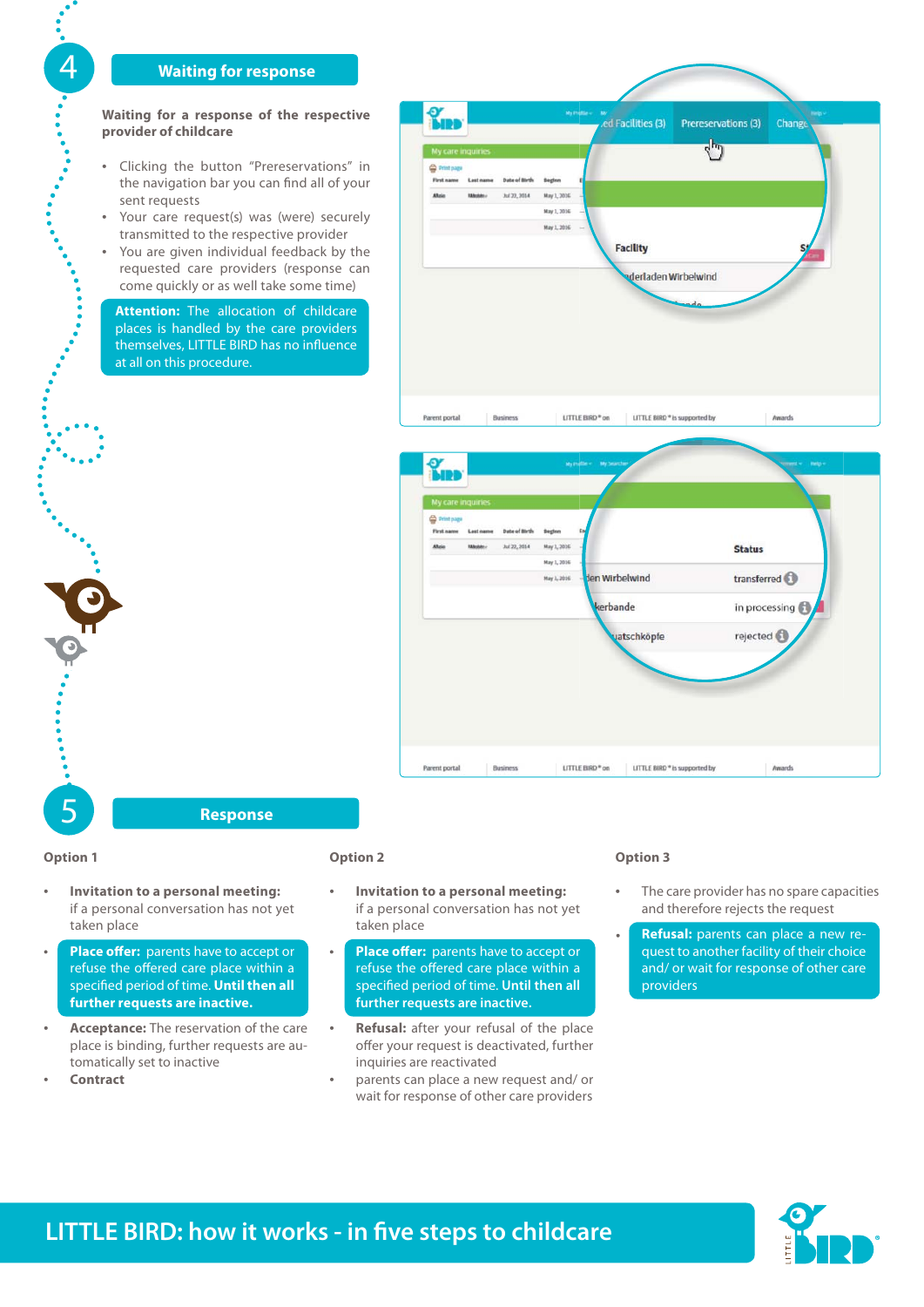## 4 Waiting for response

**Waiting for a response of the respective provider of childcare**

- Clicking the button "Prereservations" in the navigation bar you can find all of your sent requests
- Your care request(s) was (were) securely transmitted to the respective provider
- You are given individual feedback by the requested care providers (response can come quickly or as well take some time)

**Attention:** The allocation of childcare places is handled by the care providers themselves, LITTLE BIRD has no influence at all on this procedure.

## 5 Response

### Option 1

- **Invitation to a personal meeting:** if a personal conversation has not yet taken place
- **Place offer:** parents have to accept or refuse the offered care place within a specified period of time. **Until then all further requests are inactive.**
- **Acceptance:** The reservation of the care place is binding, further requests are automatically set to inactive
- **Contract**

### Option 2

- **Invitation to a personal meeting:** if a personal conversation has not yet taken place
- **Place offer:** parents have to accept or refuse the offered care place within a specified period of time. **Until then all further requests are inactive.**
- **Refusal:** after your refusal of the place offer your request is deactivated, further inquiries are reactivated
- parents can place a new request and/ or wait for response of other care providers

### Option 3

- The care provider has no spare capacities and therefore rejects the request
- **Refusal:** parents can place a new request to another facility of their choice and/ or wait for response of other care providers

**LITTLE BIRD: how it works - in five steps to childcare**